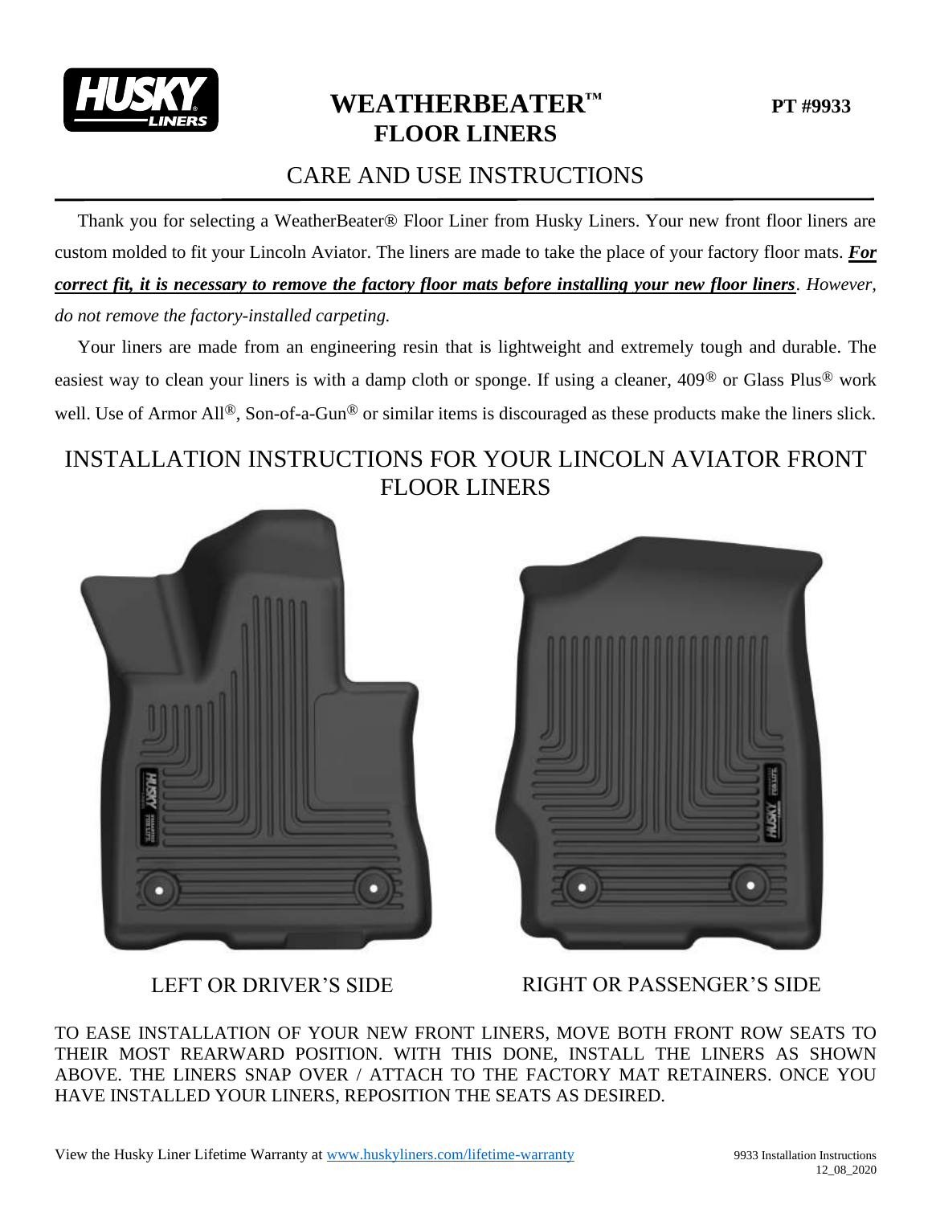# WEATHERBEATER™ FLOOR LINERS

**PT #9933**

## CARE AND USE INSTRUCTIONS

Thank you for selecting a WeatherBeater® Floor Liner from Husky Liners. Your new front floor liners are custom molded to fit your Lincoln Aviator. The liners are made to take the place of your factory floor mats. ***For correct fit, it is necessary to remove the factory floor mats before installing your new floor liners***. *However, do not remove the factory-installed carpeting.*

Your liners are made from an engineering resin that is lightweight and extremely tough and durable. The easiest way to clean your liners is with a damp cloth or sponge. If using a cleaner, 409® or Glass Plus® work well. Use of Armor All®, Son-of-a-Gun® or similar items is discouraged as these products make the liners slick.

## INSTALLATION INSTRUCTIONS FOR YOUR LINCOLN AVIATOR FRONT FLOOR LINERS

LEFT OR DRIVER'S SIDE

RIGHT OR PASSENGER'S SIDE

TO EASE INSTALLATION OF YOUR NEW FRONT LINERS, MOVE BOTH FRONT ROW SEATS TO THEIR MOST REARWARD POSITION. WITH THIS DONE, INSTALL THE LINERS AS SHOWN ABOVE. THE LINERS SNAP OVER / ATTACH TO THE FACTORY MAT RETAINERS. ONCE YOU HAVE INSTALLED YOUR LINERS, REPOSITION THE SEATS AS DESIRED.

View the Husky Liner Lifetime Warranty at www.huskyliners.com/lifetime-warranty

9933 Installation Instructions
12_08_2020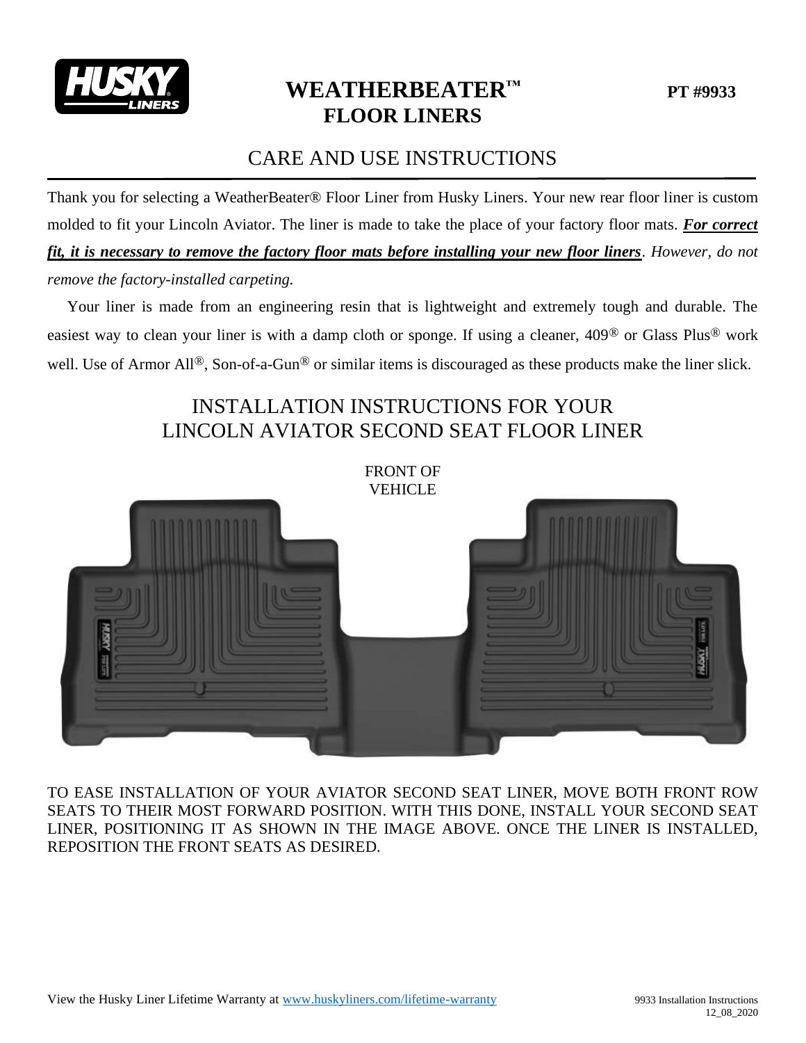# WEATHERBEATER™ FLOOR LINERS

**PT #9933**

## CARE AND USE INSTRUCTIONS

Thank you for selecting a WeatherBeater® Floor Liner from Husky Liners. Your new rear floor liner is custom molded to fit your Lincoln Aviator. The liner is made to take the place of your factory floor mats. ***For correct fit, it is necessary to remove the factory floor mats before installing your new floor liners***. *However, do not remove the factory-installed carpeting.*

Your liner is made from an engineering resin that is lightweight and extremely tough and durable. The easiest way to clean your liner is with a damp cloth or sponge. If using a cleaner, 409® or Glass Plus® work well. Use of Armor All®, Son-of-a-Gun® or similar items is discouraged as these products make the liner slick.

## INSTALLATION INSTRUCTIONS FOR YOUR LINCOLN AVIATOR SECOND SEAT FLOOR LINER

FRONT OF VEHICLE

TO EASE INSTALLATION OF YOUR AVIATOR SECOND SEAT LINER, MOVE BOTH FRONT ROW SEATS TO THEIR MOST FORWARD POSITION. WITH THIS DONE, INSTALL YOUR SECOND SEAT LINER, POSITIONING IT AS SHOWN IN THE IMAGE ABOVE. ONCE THE LINER IS INSTALLED, REPOSITION THE FRONT SEATS AS DESIRED.

View the Husky Liner Lifetime Warranty at www.huskyliners.com/lifetime-warranty

9933 Installation Instructions 12_08_2020